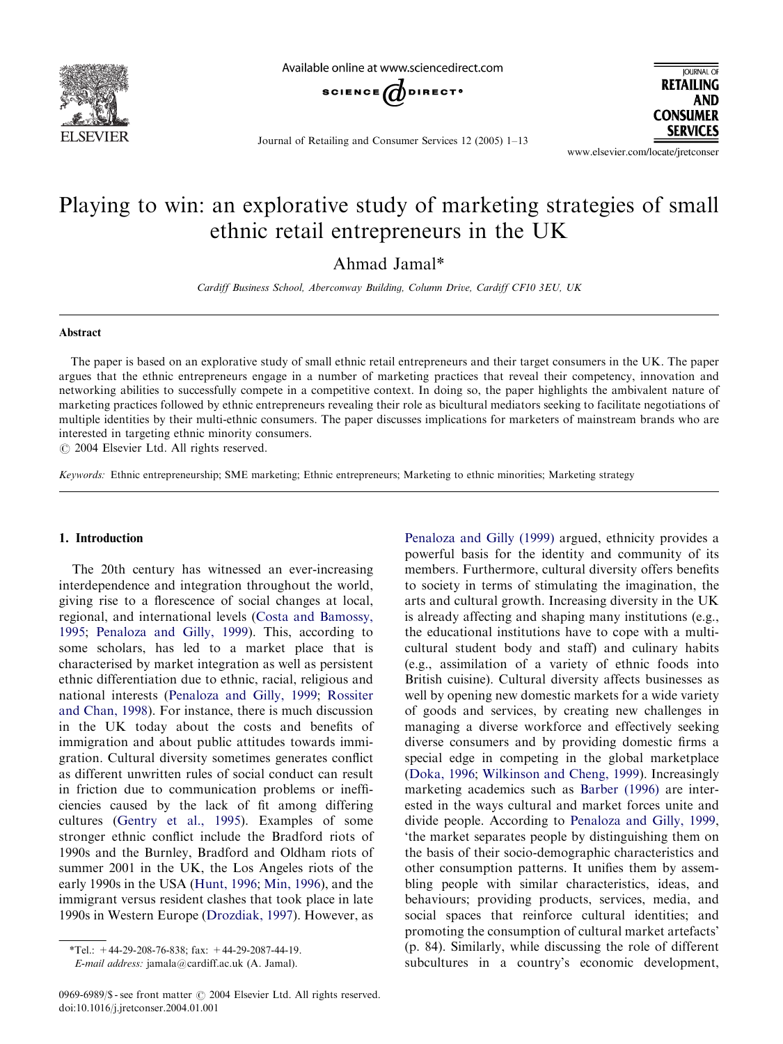# Playing to win: an explorative study of marketing strategies of small ethnic retail entrepreneurs in the UK

Ahmad Jamal*

*Cardiff Business School, Aberconway Building, Column Drive, Cardiff CF10 3EU, UK*

## Abstract

The paper is based on an explorative study of small ethnic retail entrepreneurs and their target consumers in the UK. The paper argues that the ethnic entrepreneurs engage in a number of marketing practices that reveal their competency, innovation and networking abilities to successfully compete in a competitive context. In doing so, the paper highlights the ambivalent nature of marketing practices followed by ethnic entrepreneurs revealing their role as bicultural mediators seeking to facilitate negotiations of multiple identities by their multi-ethnic consumers. The paper discusses implications for marketers of mainstream brands who are interested in targeting ethnic minority consumers.

© 2004 Elsevier Ltd. All rights reserved.

*Keywords:* Ethnic entrepreneurship; SME marketing; Ethnic entrepreneurs; Marketing to ethnic minorities; Marketing strategy

## 1. Introduction

The 20th century has witnessed an ever-increasing interdependence and integration throughout the world, giving rise to a florescence of social changes at local, regional, and international levels (Costa and Bamossy, 1995; Penaloza and Gilly, 1999). This, according to some scholars, has led to a market place that is characterised by market integration as well as persistent ethnic differentiation due to ethnic, racial, religious and national interests (Penaloza and Gilly, 1999; Rossiter and Chan, 1998). For instance, there is much discussion in the UK today about the costs and benefits of immigration and about public attitudes towards immigration. Cultural diversity sometimes generates conflict as different unwritten rules of social conduct can result in friction due to communication problems or inefficiencies caused by the lack of fit among differing cultures (Gentry et al., 1995). Examples of some stronger ethnic conflict include the Bradford riots of 1990s and the Burnley, Bradford and Oldham riots of summer 2001 in the UK, the Los Angeles riots of the early 1990s in the USA (Hunt, 1996; Min, 1996), and the immigrant versus resident clashes that took place in late 1990s in Western Europe (Drozdiak, 1997). However, as Penaloza and Gilly (1999) argued, ethnicity provides a powerful basis for the identity and community of its members. Furthermore, cultural diversity offers benefits to society in terms of stimulating the imagination, the arts and cultural growth. Increasing diversity in the UK is already affecting and shaping many institutions (e.g., the educational institutions have to cope with a multicultural student body and staff) and culinary habits (e.g., assimilation of a variety of ethnic foods into British cuisine). Cultural diversity affects businesses as well by opening new domestic markets for a wide variety of goods and services, by creating new challenges in managing a diverse workforce and effectively seeking diverse consumers and by providing domestic firms a special edge in competing in the global marketplace (Doka, 1996; Wilkinson and Cheng, 1999). Increasingly marketing academics such as Barber (1996) are interested in the ways cultural and market forces unite and divide people. According to Penaloza and Gilly, 1999, 'the market separates people by distinguishing them on the basis of their socio-demographic characteristics and other consumption patterns. It unifies them by assembling people with similar characteristics, ideas, and behaviours; providing products, services, media, and social spaces that reinforce cultural identities; and promoting the consumption of cultural market artefacts' (p. 84). Similarly, while discussing the role of different subcultures in a country's economic development,

*Tel.: +44-29-208-76-838; fax: +44-29-2087-44-19.
*E-mail address:* jamala@cardiff.ac.uk (A. Jamal).

0969-6989/$ - see front matter © 2004 Elsevier Ltd. All rights reserved.
doi:10.1016/j.jretconser.2004.01.001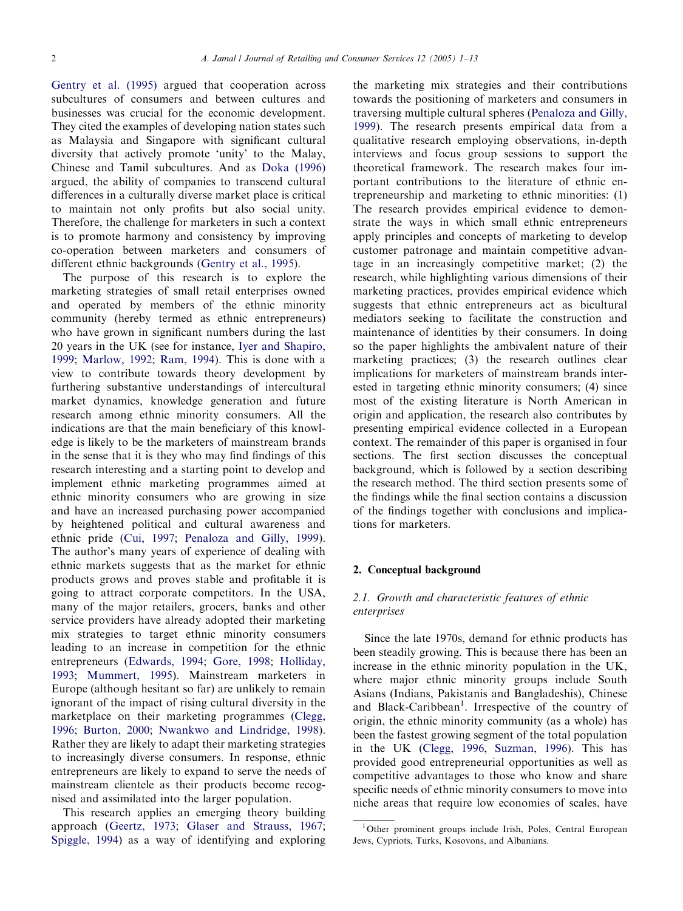Gentry et al. (1995) argued that cooperation across subcultures of consumers and between cultures and businesses was crucial for the economic development. They cited the examples of developing nation states such as Malaysia and Singapore with significant cultural diversity that actively promote 'unity' to the Malay, Chinese and Tamil subcultures. And as Doka (1996) argued, the ability of companies to transcend cultural differences in a culturally diverse market place is critical to maintain not only profits but also social unity. Therefore, the challenge for marketers in such a context is to promote harmony and consistency by improving co-operation between marketers and consumers of different ethnic backgrounds (Gentry et al., 1995).

The purpose of this research is to explore the marketing strategies of small retail enterprises owned and operated by members of the ethnic minority community (hereby termed as ethnic entrepreneurs) who have grown in significant numbers during the last 20 years in the UK (see for instance, Iyer and Shapiro, 1999; Marlow, 1992; Ram, 1994). This is done with a view to contribute towards theory development by furthering substantive understandings of intercultural market dynamics, knowledge generation and future research among ethnic minority consumers. All the indications are that the main beneficiary of this knowledge is likely to be the marketers of mainstream brands in the sense that it is they who may find findings of this research interesting and a starting point to develop and implement ethnic marketing programmes aimed at ethnic minority consumers who are growing in size and have an increased purchasing power accompanied by heightened political and cultural awareness and ethnic pride (Cui, 1997; Penaloza and Gilly, 1999). The author's many years of experience of dealing with ethnic markets suggests that as the market for ethnic products grows and proves stable and profitable it is going to attract corporate competitors. In the USA, many of the major retailers, grocers, banks and other service providers have already adopted their marketing mix strategies to target ethnic minority consumers leading to an increase in competition for the ethnic entrepreneurs (Edwards, 1994; Gore, 1998; Holliday, 1993; Mummert, 1995). Mainstream marketers in Europe (although hesitant so far) are unlikely to remain ignorant of the impact of rising cultural diversity in the marketplace on their marketing programmes (Clegg, 1996; Burton, 2000; Nwankwo and Lindridge, 1998). Rather they are likely to adapt their marketing strategies to increasingly diverse consumers. In response, ethnic entrepreneurs are likely to expand to serve the needs of mainstream clientele as their products become recognised and assimilated into the larger population.

This research applies an emerging theory building approach (Geertz, 1973; Glaser and Strauss, 1967; Spiggle, 1994) as a way of identifying and exploring the marketing mix strategies and their contributions towards the positioning of marketers and consumers in traversing multiple cultural spheres (Penaloza and Gilly, 1999). The research presents empirical data from a qualitative research employing observations, in-depth interviews and focus group sessions to support the theoretical framework. The research makes four important contributions to the literature of ethnic entrepreneurship and marketing to ethnic minorities: (1) The research provides empirical evidence to demonstrate the ways in which small ethnic entrepreneurs apply principles and concepts of marketing to develop customer patronage and maintain competitive advantage in an increasingly competitive market; (2) the research, while highlighting various dimensions of their marketing practices, provides empirical evidence which suggests that ethnic entrepreneurs act as bicultural mediators seeking to facilitate the construction and maintenance of identities by their consumers. In doing so the paper highlights the ambivalent nature of their marketing practices; (3) the research outlines clear implications for marketers of mainstream brands interested in targeting ethnic minority consumers; (4) since most of the existing literature is North American in origin and application, the research also contributes by presenting empirical evidence collected in a European context. The remainder of this paper is organised in four sections. The first section discusses the conceptual background, which is followed by a section describing the research method. The third section presents some of the findings while the final section contains a discussion of the findings together with conclusions and implications for marketers.

## 2. Conceptual background

### *2.1. Growth and characteristic features of ethnic enterprises*

Since the late 1970s, demand for ethnic products has been steadily growing. This is because there has been an increase in the ethnic minority population in the UK, where major ethnic minority groups include South Asians (Indians, Pakistanis and Bangladeshis), Chinese and Black-Caribbean[1]. Irrespective of the country of origin, the ethnic minority community (as a whole) has been the fastest growing segment of the total population in the UK (Clegg, 1996, Suzman, 1996). This has provided good entrepreneurial opportunities as well as competitive advantages to those who know and share specific needs of ethnic minority consumers to move into niche areas that require low economies of scales, have

[1] Other prominent groups include Irish, Poles, Central European Jews, Cypriots, Turks, Kosovons, and Albanians.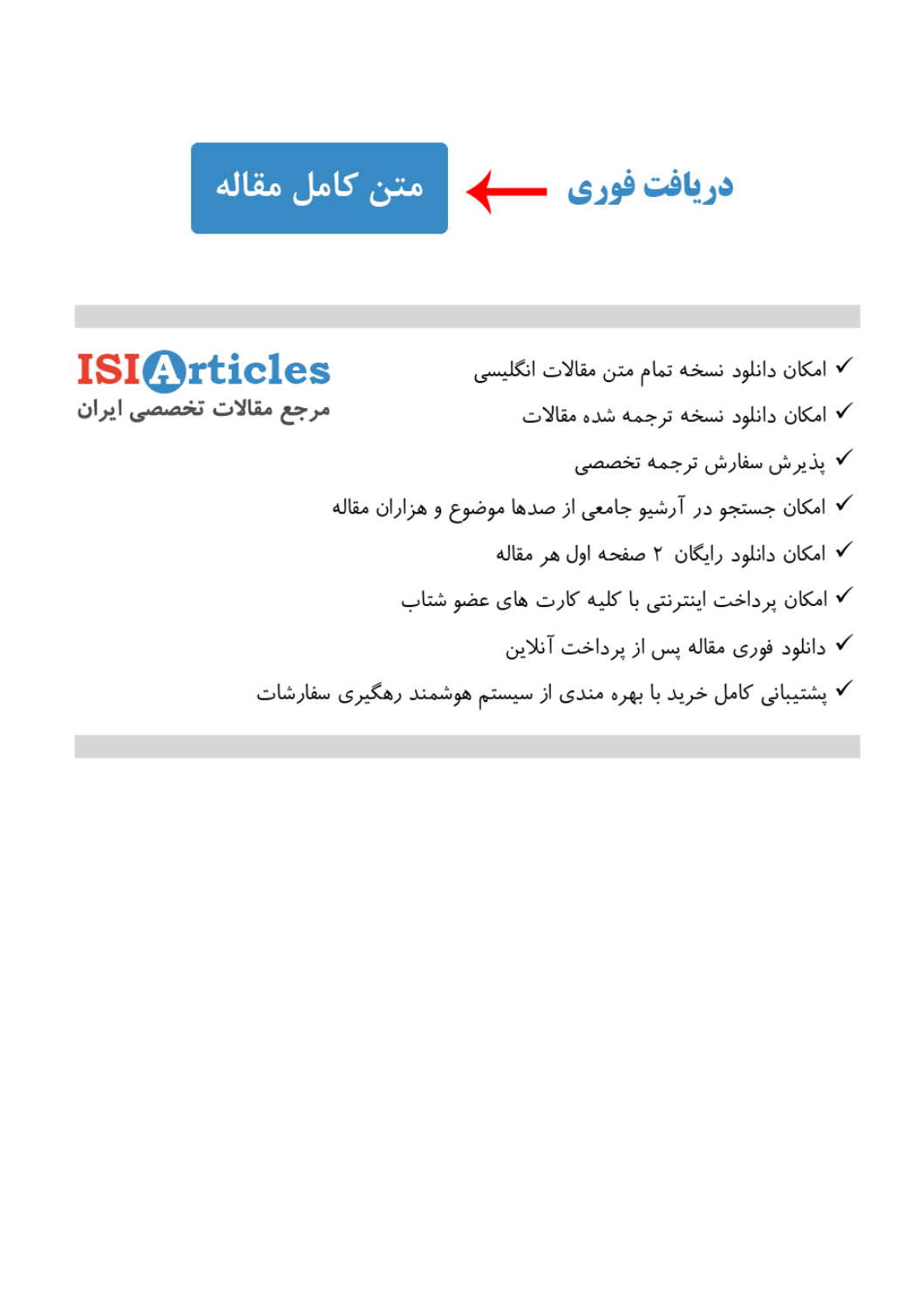دریافت فوری ← متن کامل مقاله

ISIArticles
مرجع مقالات تخصصی ایران

- ✓ امکان دانلود نسخه تمام متن مقالات انگلیسی
- ✓ امکان دانلود نسخه ترجمه شده مقالات
- ✓ پذیرش سفارش ترجمه تخصصی
- ✓ امکان جستجو در آرشیو جامعی از صدها موضوع و هزاران مقاله
- ✓ امکان دانلود رایگان ۲ صفحه اول هر مقاله
- ✓ امکان پرداخت اینترنتی با کلیه کارت های عضو شتاب
- ✓ دانلود فوری مقاله پس از پرداخت آنلاین
- ✓ پشتیبانی کامل خرید با بهره مندی از سیستم هوشمند رهگیری سفارشات